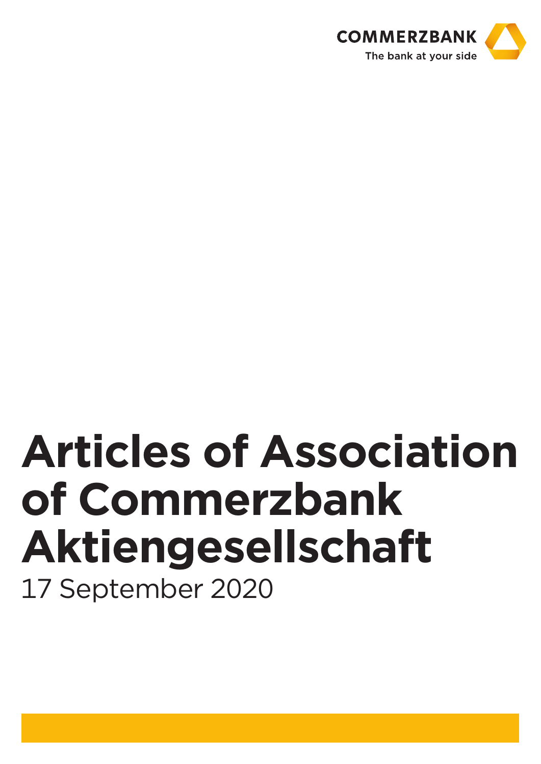COMMERZBANK

The bank at your side

# Articles of Association of Commerzbank Aktiengesellschaft

17 September 2020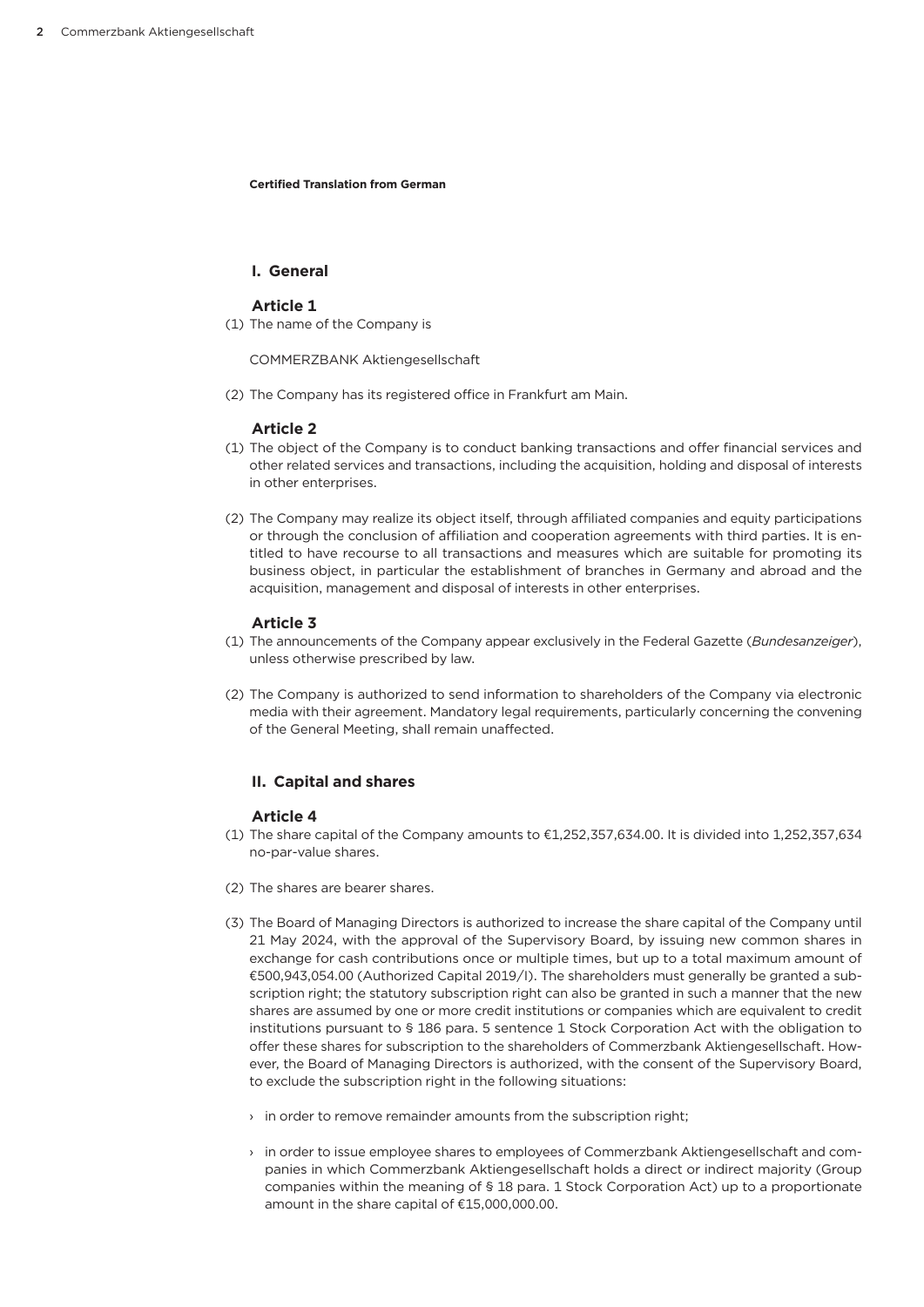**Certified Translation from German**

## I. General

### Article 1

(1) The name of the Company is

COMMERZBANK Aktiengesellschaft

(2) The Company has its registered office in Frankfurt am Main.

### Article 2

(1) The object of the Company is to conduct banking transactions and offer financial services and other related services and transactions, including the acquisition, holding and disposal of interests in other enterprises.

(2) The Company may realize its object itself, through affiliated companies and equity participations or through the conclusion of affiliation and cooperation agreements with third parties. It is entitled to have recourse to all transactions and measures which are suitable for promoting its business object, in particular the establishment of branches in Germany and abroad and the acquisition, management and disposal of interests in other enterprises.

### Article 3

(1) The announcements of the Company appear exclusively in the Federal Gazette (*Bundesanzeiger*), unless otherwise prescribed by law.

(2) The Company is authorized to send information to shareholders of the Company via electronic media with their agreement. Mandatory legal requirements, particularly concerning the convening of the General Meeting, shall remain unaffected.

## II. Capital and shares

### Article 4

(1) The share capital of the Company amounts to €1,252,357,634.00. It is divided into 1,252,357,634 no-par-value shares.

(2) The shares are bearer shares.

(3) The Board of Managing Directors is authorized to increase the share capital of the Company until 21 May 2024, with the approval of the Supervisory Board, by issuing new common shares in exchange for cash contributions once or multiple times, but up to a total maximum amount of €500,943,054.00 (Authorized Capital 2019/I). The shareholders must generally be granted a subscription right; the statutory subscription right can also be granted in such a manner that the new shares are assumed by one or more credit institutions or companies which are equivalent to credit institutions pursuant to § 186 para. 5 sentence 1 Stock Corporation Act with the obligation to offer these shares for subscription to the shareholders of Commerzbank Aktiengesellschaft. However, the Board of Managing Directors is authorized, with the consent of the Supervisory Board, to exclude the subscription right in the following situations:

› in order to remove remainder amounts from the subscription right;

› in order to issue employee shares to employees of Commerzbank Aktiengesellschaft and companies in which Commerzbank Aktiengesellschaft holds a direct or indirect majority (Group companies within the meaning of § 18 para. 1 Stock Corporation Act) up to a proportionate amount in the share capital of €15,000,000.00.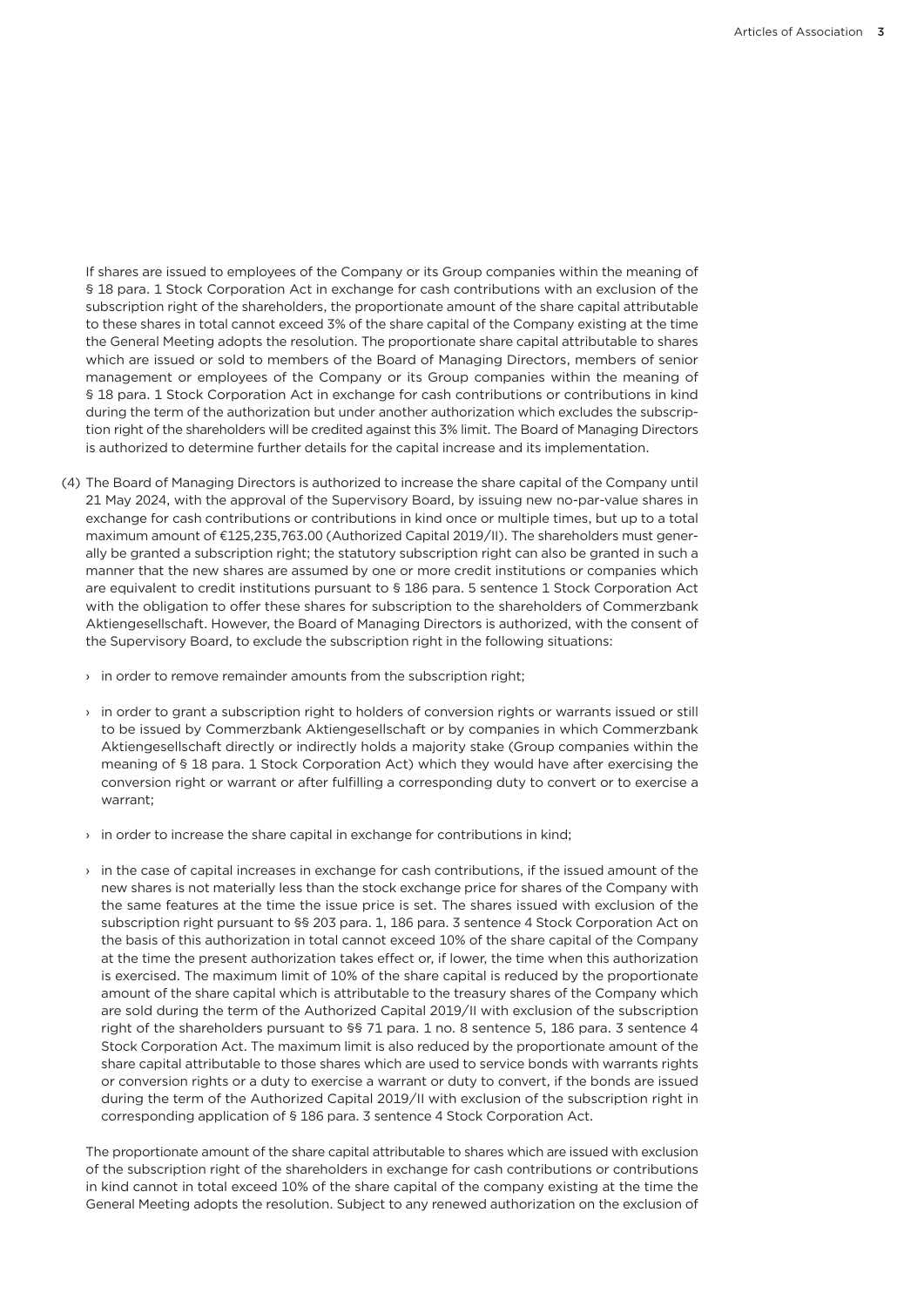If shares are issued to employees of the Company or its Group companies within the meaning of § 18 para. 1 Stock Corporation Act in exchange for cash contributions with an exclusion of the subscription right of the shareholders, the proportionate amount of the share capital attributable to these shares in total cannot exceed 3% of the share capital of the Company existing at the time the General Meeting adopts the resolution. The proportionate share capital attributable to shares which are issued or sold to members of the Board of Managing Directors, members of senior management or employees of the Company or its Group companies within the meaning of § 18 para. 1 Stock Corporation Act in exchange for cash contributions or contributions in kind during the term of the authorization but under another authorization which excludes the subscription right of the shareholders will be credited against this 3% limit. The Board of Managing Directors is authorized to determine further details for the capital increase and its implementation.

(4) The Board of Managing Directors is authorized to increase the share capital of the Company until 21 May 2024, with the approval of the Supervisory Board, by issuing new no-par-value shares in exchange for cash contributions or contributions in kind once or multiple times, but up to a total maximum amount of €125,235,763.00 (Authorized Capital 2019/II). The shareholders must generally be granted a subscription right; the statutory subscription right can also be granted in such a manner that the new shares are assumed by one or more credit institutions or companies which are equivalent to credit institutions pursuant to § 186 para. 5 sentence 1 Stock Corporation Act with the obligation to offer these shares for subscription to the shareholders of Commerzbank Aktiengesellschaft. However, the Board of Managing Directors is authorized, with the consent of the Supervisory Board, to exclude the subscription right in the following situations:

- in order to remove remainder amounts from the subscription right;
- in order to grant a subscription right to holders of conversion rights or warrants issued or still to be issued by Commerzbank Aktiengesellschaft or by companies in which Commerzbank Aktiengesellschaft directly or indirectly holds a majority stake (Group companies within the meaning of § 18 para. 1 Stock Corporation Act) which they would have after exercising the conversion right or warrant or after fulfilling a corresponding duty to convert or to exercise a warrant;
- in order to increase the share capital in exchange for contributions in kind;
- in the case of capital increases in exchange for cash contributions, if the issued amount of the new shares is not materially less than the stock exchange price for shares of the Company with the same features at the time the issue price is set. The shares issued with exclusion of the subscription right pursuant to §§ 203 para. 1, 186 para. 3 sentence 4 Stock Corporation Act on the basis of this authorization in total cannot exceed 10% of the share capital of the Company at the time the present authorization takes effect or, if lower, the time when this authorization is exercised. The maximum limit of 10% of the share capital is reduced by the proportionate amount of the share capital which is attributable to the treasury shares of the Company which are sold during the term of the Authorized Capital 2019/II with exclusion of the subscription right of the shareholders pursuant to §§ 71 para. 1 no. 8 sentence 5, 186 para. 3 sentence 4 Stock Corporation Act. The maximum limit is also reduced by the proportionate amount of the share capital attributable to those shares which are used to service bonds with warrants rights or conversion rights or a duty to exercise a warrant or duty to convert, if the bonds are issued during the term of the Authorized Capital 2019/II with exclusion of the subscription right in corresponding application of § 186 para. 3 sentence 4 Stock Corporation Act.

The proportionate amount of the share capital attributable to shares which are issued with exclusion of the subscription right of the shareholders in exchange for cash contributions or contributions in kind cannot in total exceed 10% of the share capital of the company existing at the time the General Meeting adopts the resolution. Subject to any renewed authorization on the exclusion of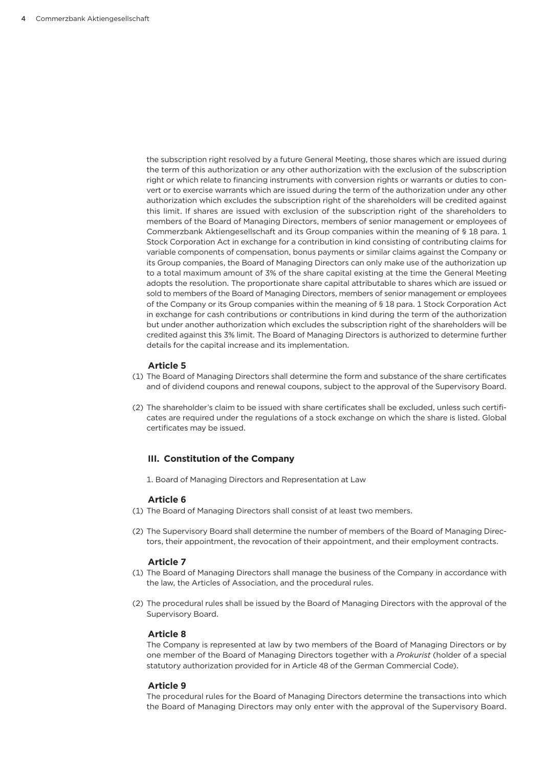the subscription right resolved by a future General Meeting, those shares which are issued during the term of this authorization or any other authorization with the exclusion of the subscription right or which relate to financing instruments with conversion rights or warrants or duties to convert or to exercise warrants which are issued during the term of the authorization under any other authorization which excludes the subscription right of the shareholders will be credited against this limit. If shares are issued with exclusion of the subscription right of the shareholders to members of the Board of Managing Directors, members of senior management or employees of Commerzbank Aktiengesellschaft and its Group companies within the meaning of § 18 para. 1 Stock Corporation Act in exchange for a contribution in kind consisting of contributing claims for variable components of compensation, bonus payments or similar claims against the Company or its Group companies, the Board of Managing Directors can only make use of the authorization up to a total maximum amount of 3% of the share capital existing at the time the General Meeting adopts the resolution. The proportionate share capital attributable to shares which are issued or sold to members of the Board of Managing Directors, members of senior management or employees of the Company or its Group companies within the meaning of § 18 para. 1 Stock Corporation Act in exchange for cash contributions or contributions in kind during the term of the authorization but under another authorization which excludes the subscription right of the shareholders will be credited against this 3% limit. The Board of Managing Directors is authorized to determine further details for the capital increase and its implementation.

### Article 5

(1) The Board of Managing Directors shall determine the form and substance of the share certificates and of dividend coupons and renewal coupons, subject to the approval of the Supervisory Board.

(2) The shareholder's claim to be issued with share certificates shall be excluded, unless such certificates are required under the regulations of a stock exchange on which the share is listed. Global certificates may be issued.

## III. Constitution of the Company

1. Board of Managing Directors and Representation at Law

### Article 6

(1) The Board of Managing Directors shall consist of at least two members.

(2) The Supervisory Board shall determine the number of members of the Board of Managing Directors, their appointment, the revocation of their appointment, and their employment contracts.

### Article 7

(1) The Board of Managing Directors shall manage the business of the Company in accordance with the law, the Articles of Association, and the procedural rules.

(2) The procedural rules shall be issued by the Board of Managing Directors with the approval of the Supervisory Board.

### Article 8

The Company is represented at law by two members of the Board of Managing Directors or by one member of the Board of Managing Directors together with a *Prokurist* (holder of a special statutory authorization provided for in Article 48 of the German Commercial Code).

### Article 9

The procedural rules for the Board of Managing Directors determine the transactions into which the Board of Managing Directors may only enter with the approval of the Supervisory Board.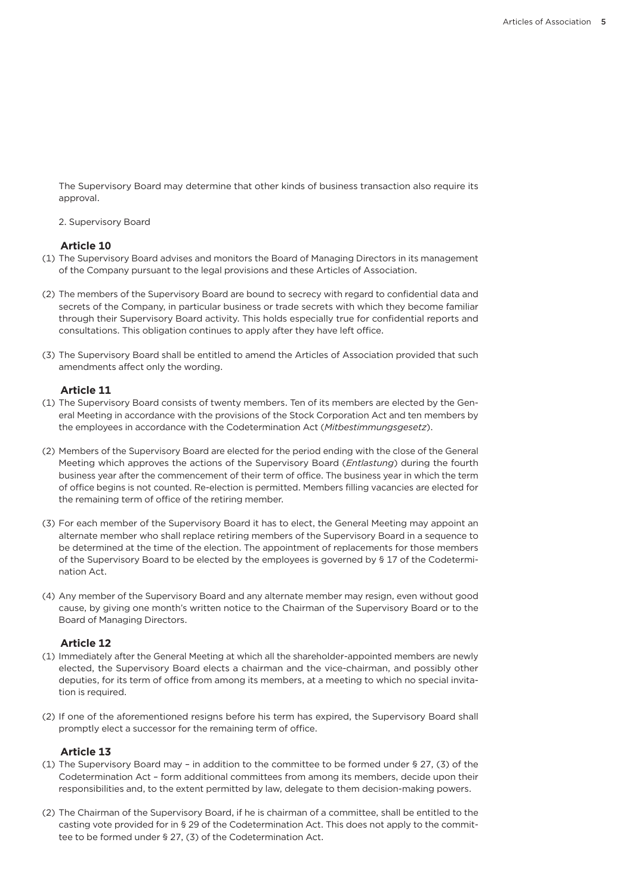The Supervisory Board may determine that other kinds of business transaction also require its approval.

2. Supervisory Board

### Article 10

(1) The Supervisory Board advises and monitors the Board of Managing Directors in its management of the Company pursuant to the legal provisions and these Articles of Association.

(2) The members of the Supervisory Board are bound to secrecy with regard to confidential data and secrets of the Company, in particular business or trade secrets with which they become familiar through their Supervisory Board activity. This holds especially true for confidential reports and consultations. This obligation continues to apply after they have left office.

(3) The Supervisory Board shall be entitled to amend the Articles of Association provided that such amendments affect only the wording.

### Article 11

(1) The Supervisory Board consists of twenty members. Ten of its members are elected by the General Meeting in accordance with the provisions of the Stock Corporation Act and ten members by the employees in accordance with the Codetermination Act (*Mitbestimmungsgesetz*).

(2) Members of the Supervisory Board are elected for the period ending with the close of the General Meeting which approves the actions of the Supervisory Board (*Entlastung*) during the fourth business year after the commencement of their term of office. The business year in which the term of office begins is not counted. Re-election is permitted. Members filling vacancies are elected for the remaining term of office of the retiring member.

(3) For each member of the Supervisory Board it has to elect, the General Meeting may appoint an alternate member who shall replace retiring members of the Supervisory Board in a sequence to be determined at the time of the election. The appointment of replacements for those members of the Supervisory Board to be elected by the employees is governed by § 17 of the Codetermination Act.

(4) Any member of the Supervisory Board and any alternate member may resign, even without good cause, by giving one month's written notice to the Chairman of the Supervisory Board or to the Board of Managing Directors.

### Article 12

(1) Immediately after the General Meeting at which all the shareholder-appointed members are newly elected, the Supervisory Board elects a chairman and the vice-chairman, and possibly other deputies, for its term of office from among its members, at a meeting to which no special invitation is required.

(2) If one of the aforementioned resigns before his term has expired, the Supervisory Board shall promptly elect a successor for the remaining term of office.

### Article 13

(1) The Supervisory Board may – in addition to the committee to be formed under § 27, (3) of the Codetermination Act – form additional committees from among its members, decide upon their responsibilities and, to the extent permitted by law, delegate to them decision-making powers.

(2) The Chairman of the Supervisory Board, if he is chairman of a committee, shall be entitled to the casting vote provided for in § 29 of the Codetermination Act. This does not apply to the committee to be formed under § 27, (3) of the Codetermination Act.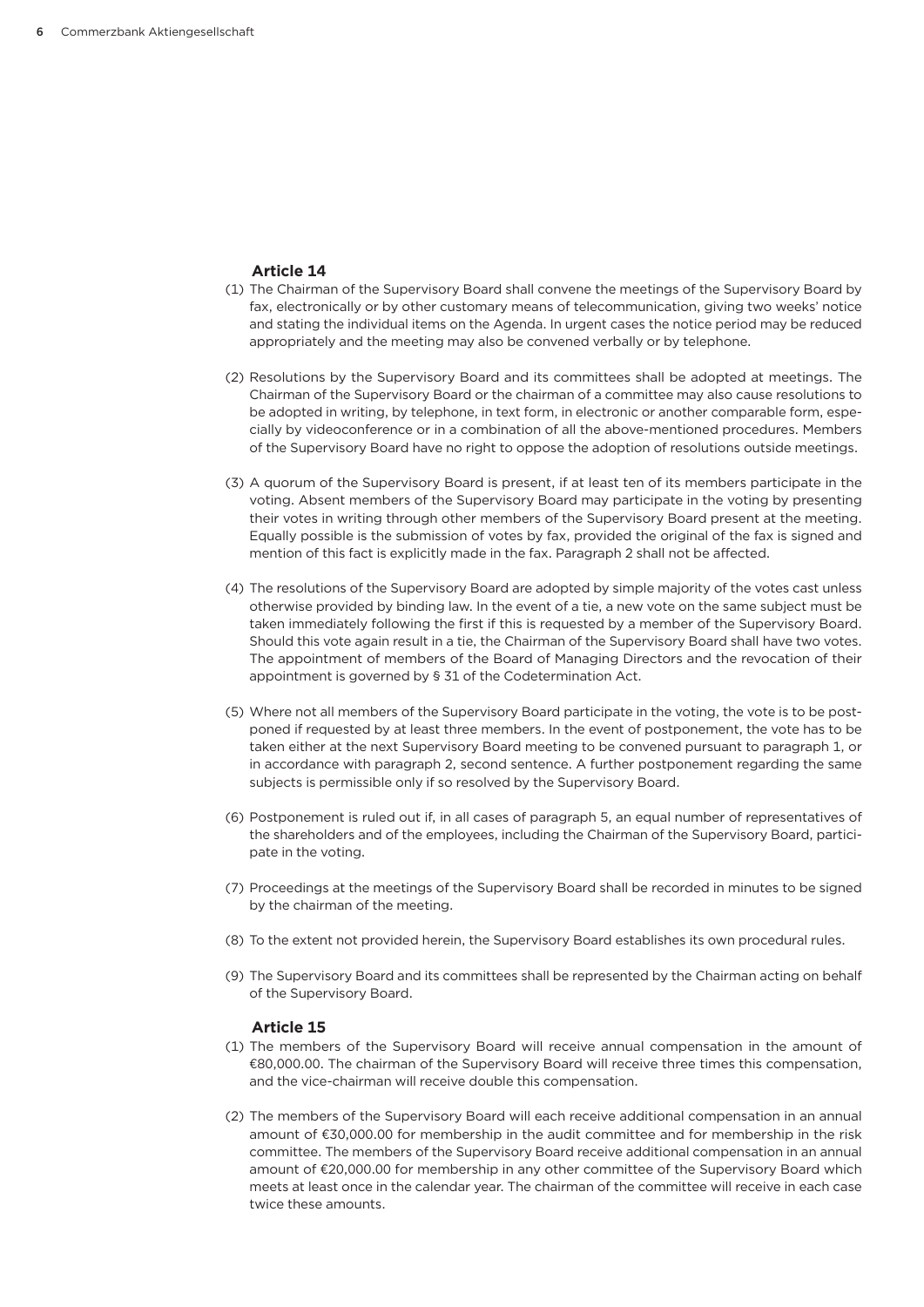## Article 14

(1) The Chairman of the Supervisory Board shall convene the meetings of the Supervisory Board by fax, electronically or by other customary means of telecommunication, giving two weeks' notice and stating the individual items on the Agenda. In urgent cases the notice period may be reduced appropriately and the meeting may also be convened verbally or by telephone.

(2) Resolutions by the Supervisory Board and its committees shall be adopted at meetings. The Chairman of the Supervisory Board or the chairman of a committee may also cause resolutions to be adopted in writing, by telephone, in text form, in electronic or another comparable form, especially by videoconference or in a combination of all the above-mentioned procedures. Members of the Supervisory Board have no right to oppose the adoption of resolutions outside meetings.

(3) A quorum of the Supervisory Board is present, if at least ten of its members participate in the voting. Absent members of the Supervisory Board may participate in the voting by presenting their votes in writing through other members of the Supervisory Board present at the meeting. Equally possible is the submission of votes by fax, provided the original of the fax is signed and mention of this fact is explicitly made in the fax. Paragraph 2 shall not be affected.

(4) The resolutions of the Supervisory Board are adopted by simple majority of the votes cast unless otherwise provided by binding law. In the event of a tie, a new vote on the same subject must be taken immediately following the first if this is requested by a member of the Supervisory Board. Should this vote again result in a tie, the Chairman of the Supervisory Board shall have two votes. The appointment of members of the Board of Managing Directors and the revocation of their appointment is governed by § 31 of the Codetermination Act.

(5) Where not all members of the Supervisory Board participate in the voting, the vote is to be postponed if requested by at least three members. In the event of postponement, the vote has to be taken either at the next Supervisory Board meeting to be convened pursuant to paragraph 1, or in accordance with paragraph 2, second sentence. A further postponement regarding the same subjects is permissible only if so resolved by the Supervisory Board.

(6) Postponement is ruled out if, in all cases of paragraph 5, an equal number of representatives of the shareholders and of the employees, including the Chairman of the Supervisory Board, participate in the voting.

(7) Proceedings at the meetings of the Supervisory Board shall be recorded in minutes to be signed by the chairman of the meeting.

(8) To the extent not provided herein, the Supervisory Board establishes its own procedural rules.

(9) The Supervisory Board and its committees shall be represented by the Chairman acting on behalf of the Supervisory Board.

## Article 15

(1) The members of the Supervisory Board will receive annual compensation in the amount of €80,000.00. The chairman of the Supervisory Board will receive three times this compensation, and the vice-chairman will receive double this compensation.

(2) The members of the Supervisory Board will each receive additional compensation in an annual amount of €30,000.00 for membership in the audit committee and for membership in the risk committee. The members of the Supervisory Board receive additional compensation in an annual amount of €20,000.00 for membership in any other committee of the Supervisory Board which meets at least once in the calendar year. The chairman of the committee will receive in each case twice these amounts.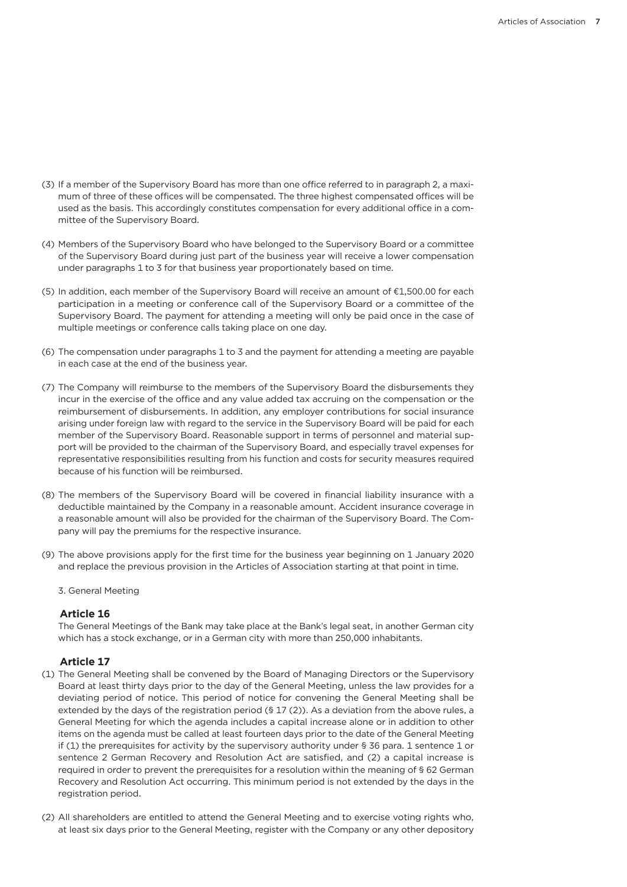(3) If a member of the Supervisory Board has more than one office referred to in paragraph 2, a maximum of three of these offices will be compensated. The three highest compensated offices will be used as the basis. This accordingly constitutes compensation for every additional office in a committee of the Supervisory Board.

(4) Members of the Supervisory Board who have belonged to the Supervisory Board or a committee of the Supervisory Board during just part of the business year will receive a lower compensation under paragraphs 1 to 3 for that business year proportionately based on time.

(5) In addition, each member of the Supervisory Board will receive an amount of €1,500.00 for each participation in a meeting or conference call of the Supervisory Board or a committee of the Supervisory Board. The payment for attending a meeting will only be paid once in the case of multiple meetings or conference calls taking place on one day.

(6) The compensation under paragraphs 1 to 3 and the payment for attending a meeting are payable in each case at the end of the business year.

(7) The Company will reimburse to the members of the Supervisory Board the disbursements they incur in the exercise of the office and any value added tax accruing on the compensation or the reimbursement of disbursements. In addition, any employer contributions for social insurance arising under foreign law with regard to the service in the Supervisory Board will be paid for each member of the Supervisory Board. Reasonable support in terms of personnel and material support will be provided to the chairman of the Supervisory Board, and especially travel expenses for representative responsibilities resulting from his function and costs for security measures required because of his function will be reimbursed.

(8) The members of the Supervisory Board will be covered in financial liability insurance with a deductible maintained by the Company in a reasonable amount. Accident insurance coverage in a reasonable amount will also be provided for the chairman of the Supervisory Board. The Company will pay the premiums for the respective insurance.

(9) The above provisions apply for the first time for the business year beginning on 1 January 2020 and replace the previous provision in the Articles of Association starting at that point in time.

## 3. General Meeting

### Article 16

The General Meetings of the Bank may take place at the Bank's legal seat, in another German city which has a stock exchange, or in a German city with more than 250,000 inhabitants.

### Article 17

(1) The General Meeting shall be convened by the Board of Managing Directors or the Supervisory Board at least thirty days prior to the day of the General Meeting, unless the law provides for a deviating period of notice. This period of notice for convening the General Meeting shall be extended by the days of the registration period (§ 17 (2)). As a deviation from the above rules, a General Meeting for which the agenda includes a capital increase alone or in addition to other items on the agenda must be called at least fourteen days prior to the date of the General Meeting if (1) the prerequisites for activity by the supervisory authority under § 36 para. 1 sentence 1 or sentence 2 German Recovery and Resolution Act are satisfied, and (2) a capital increase is required in order to prevent the prerequisites for a resolution within the meaning of § 62 German Recovery and Resolution Act occurring. This minimum period is not extended by the days in the registration period.

(2) All shareholders are entitled to attend the General Meeting and to exercise voting rights who, at least six days prior to the General Meeting, register with the Company or any other depository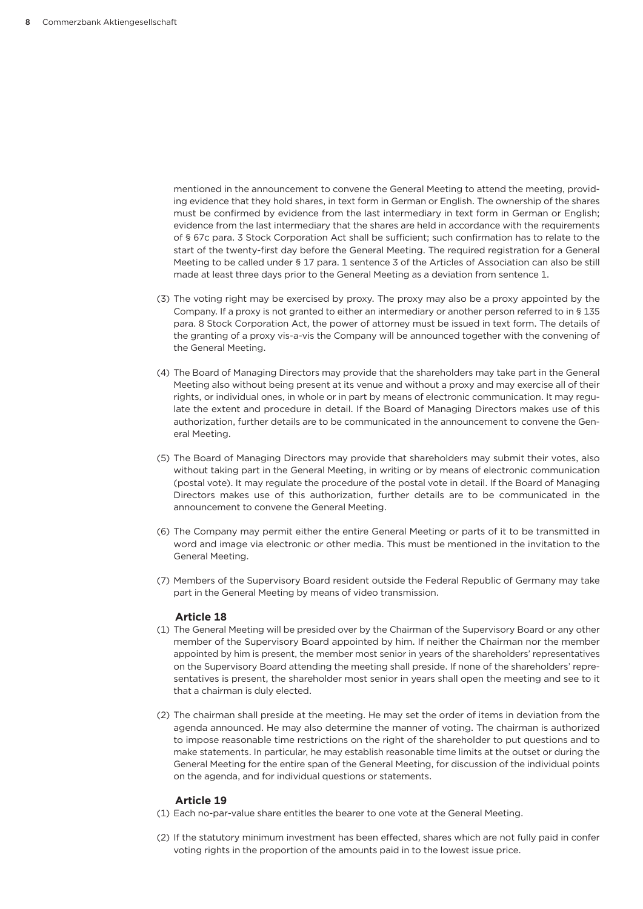mentioned in the announcement to convene the General Meeting to attend the meeting, providing evidence that they hold shares, in text form in German or English. The ownership of the shares must be confirmed by evidence from the last intermediary in text form in German or English; evidence from the last intermediary that the shares are held in accordance with the requirements of § 67c para. 3 Stock Corporation Act shall be sufficient; such confirmation has to relate to the start of the twenty-first day before the General Meeting. The required registration for a General Meeting to be called under § 17 para. 1 sentence 3 of the Articles of Association can also be still made at least three days prior to the General Meeting as a deviation from sentence 1.

(3) The voting right may be exercised by proxy. The proxy may also be a proxy appointed by the Company. If a proxy is not granted to either an intermediary or another person referred to in § 135 para. 8 Stock Corporation Act, the power of attorney must be issued in text form. The details of the granting of a proxy vis-a-vis the Company will be announced together with the convening of the General Meeting.

(4) The Board of Managing Directors may provide that the shareholders may take part in the General Meeting also without being present at its venue and without a proxy and may exercise all of their rights, or individual ones, in whole or in part by means of electronic communication. It may regulate the extent and procedure in detail. If the Board of Managing Directors makes use of this authorization, further details are to be communicated in the announcement to convene the General Meeting.

(5) The Board of Managing Directors may provide that shareholders may submit their votes, also without taking part in the General Meeting, in writing or by means of electronic communication (postal vote). It may regulate the procedure of the postal vote in detail. If the Board of Managing Directors makes use of this authorization, further details are to be communicated in the announcement to convene the General Meeting.

(6) The Company may permit either the entire General Meeting or parts of it to be transmitted in word and image via electronic or other media. This must be mentioned in the invitation to the General Meeting.

(7) Members of the Supervisory Board resident outside the Federal Republic of Germany may take part in the General Meeting by means of video transmission.

### Article 18

(1) The General Meeting will be presided over by the Chairman of the Supervisory Board or any other member of the Supervisory Board appointed by him. If neither the Chairman nor the member appointed by him is present, the member most senior in years of the shareholders' representatives on the Supervisory Board attending the meeting shall preside. If none of the shareholders' representatives is present, the shareholder most senior in years shall open the meeting and see to it that a chairman is duly elected.

(2) The chairman shall preside at the meeting. He may set the order of items in deviation from the agenda announced. He may also determine the manner of voting. The chairman is authorized to impose reasonable time restrictions on the right of the shareholder to put questions and to make statements. In particular, he may establish reasonable time limits at the outset or during the General Meeting for the entire span of the General Meeting, for discussion of the individual points on the agenda, and for individual questions or statements.

### Article 19

(1) Each no-par-value share entitles the bearer to one vote at the General Meeting.

(2) If the statutory minimum investment has been effected, shares which are not fully paid in confer voting rights in the proportion of the amounts paid in to the lowest issue price.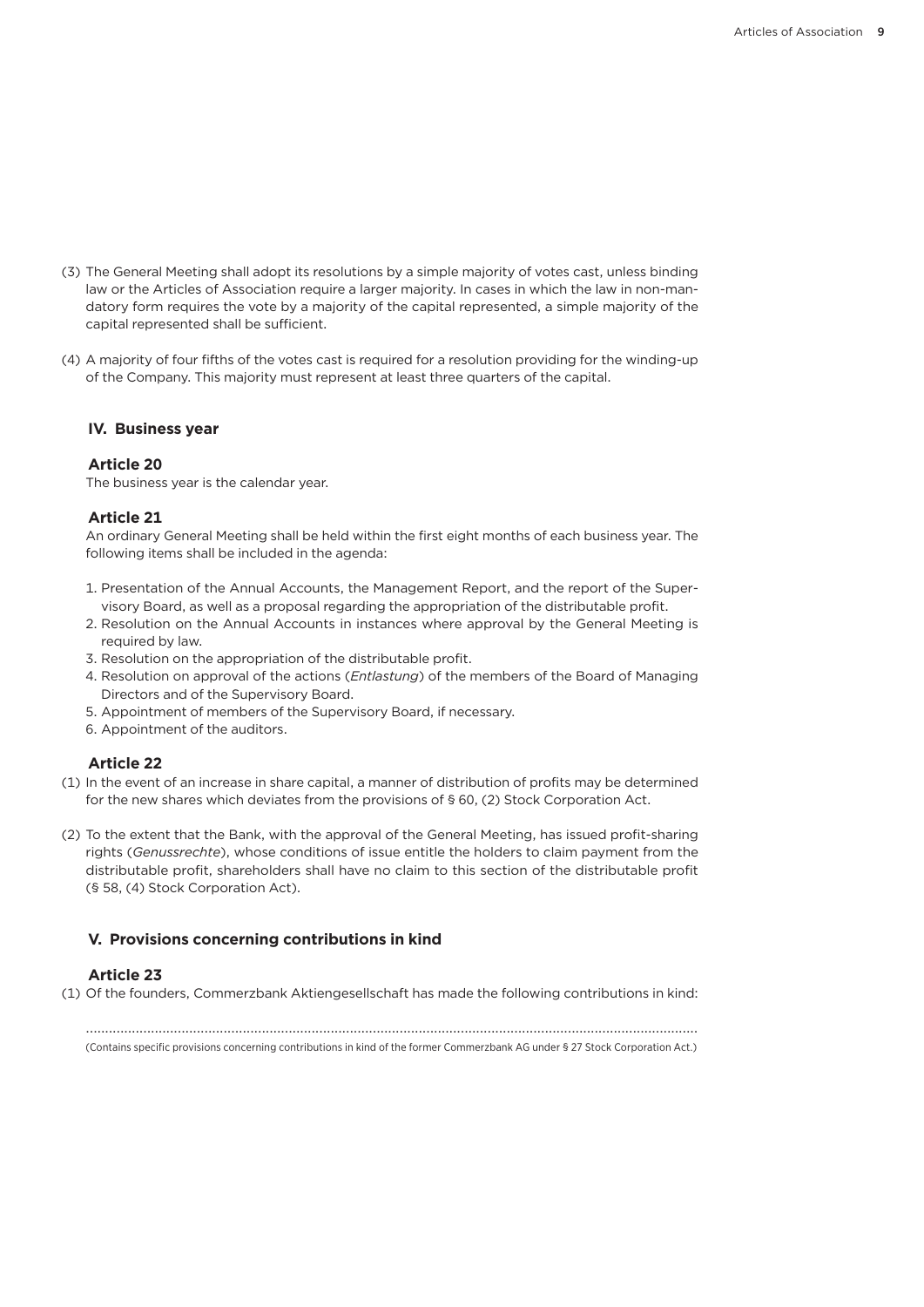(3) The General Meeting shall adopt its resolutions by a simple majority of votes cast, unless binding law or the Articles of Association require a larger majority. In cases in which the law in non-mandatory form requires the vote by a majority of the capital represented, a simple majority of the capital represented shall be sufficient.

(4) A majority of four fifths of the votes cast is required for a resolution providing for the winding-up of the Company. This majority must represent at least three quarters of the capital.

## IV. Business year

### Article 20

The business year is the calendar year.

### Article 21

An ordinary General Meeting shall be held within the first eight months of each business year. The following items shall be included in the agenda:

1. Presentation of the Annual Accounts, the Management Report, and the report of the Supervisory Board, as well as a proposal regarding the appropriation of the distributable profit.
2. Resolution on the Annual Accounts in instances where approval by the General Meeting is required by law.
3. Resolution on the appropriation of the distributable profit.
4. Resolution on approval of the actions (*Entlastung*) of the members of the Board of Managing Directors and of the Supervisory Board.
5. Appointment of members of the Supervisory Board, if necessary.
6. Appointment of the auditors.

### Article 22

(1) In the event of an increase in share capital, a manner of distribution of profits may be determined for the new shares which deviates from the provisions of § 60, (2) Stock Corporation Act.

(2) To the extent that the Bank, with the approval of the General Meeting, has issued profit-sharing rights (*Genussrechte*), whose conditions of issue entitle the holders to claim payment from the distributable profit, shareholders shall have no claim to this section of the distributable profit (§ 58, (4) Stock Corporation Act).

## V. Provisions concerning contributions in kind

### Article 23

(1) Of the founders, Commerzbank Aktiengesellschaft has made the following contributions in kind:

..........................................................................................................................................................

(Contains specific provisions concerning contributions in kind of the former Commerzbank AG under § 27 Stock Corporation Act.)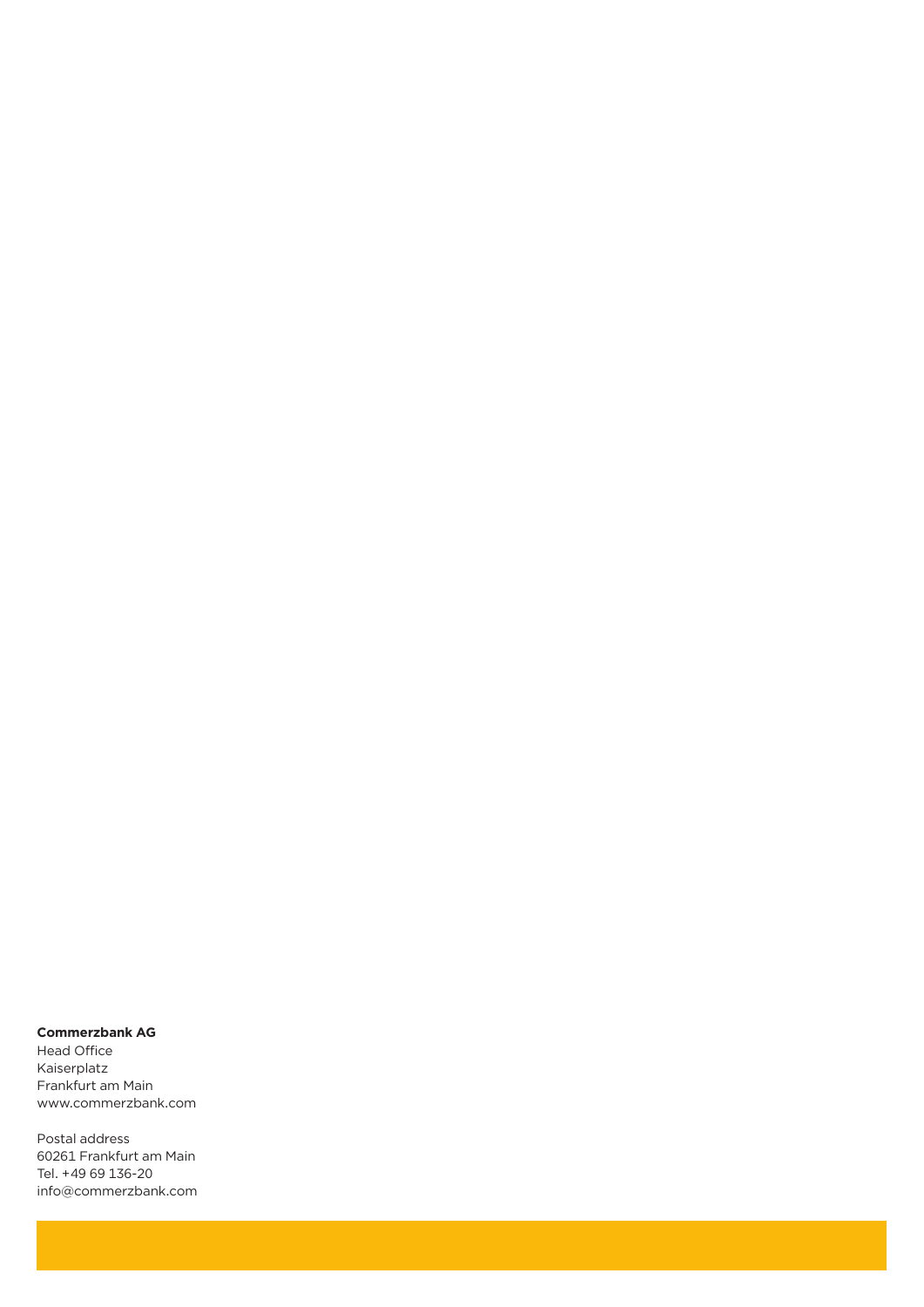**Commerzbank AG**
Head Office
Kaiserplatz
Frankfurt am Main
www.commerzbank.com

Postal address
60261 Frankfurt am Main
Tel. +49 69 136-20
info@commerzbank.com